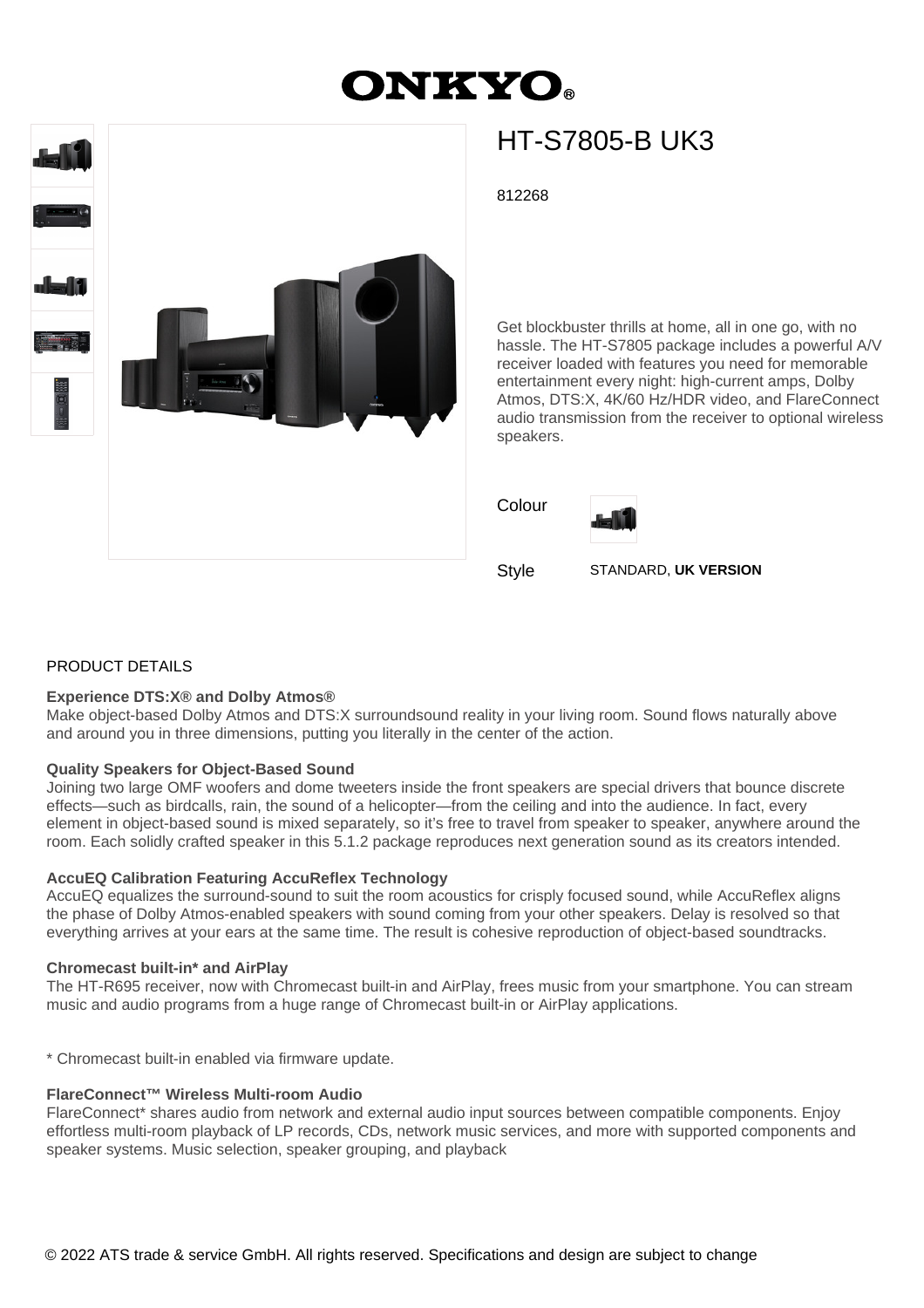# ONKYO

## HT-S7805-B UK3

812268

Get blockbuster thrills at home, all in one go, with no hassle. The HT-S7805 package includes a powerful A/V receiver loaded with features you need for memorable entertainment every night: high-current amps, Dolby Atmos, DTS:X, 4K/60 Hz/HDR video, and FlareConnect audio transmission from the receiver to optional wireless speakers.

Colour

Style STANDARD, **UK VERSION**

### PRODUCT DETAILS

**Experience DTS:X® and Dolby Atmos®**
Make object-based Dolby Atmos and DTS:X surroundsound reality in your living room. Sound flows naturally above and around you in three dimensions, putting you literally in the center of the action.

**Quality Speakers for Object-Based Sound**
Joining two large OMF woofers and dome tweeters inside the front speakers are special drivers that bounce discrete effects—such as birdcalls, rain, the sound of a helicopter—from the ceiling and into the audience. In fact, every element in object-based sound is mixed separately, so it's free to travel from speaker to speaker, anywhere around the room. Each solidly crafted speaker in this 5.1.2 package reproduces next generation sound as its creators intended.

**AccuEQ Calibration Featuring AccuReflex Technology**
AccuEQ equalizes the surround-sound to suit the room acoustics for crisply focused sound, while AccuReflex aligns the phase of Dolby Atmos-enabled speakers with sound coming from your other speakers. Delay is resolved so that everything arrives at your ears at the same time. The result is cohesive reproduction of object-based soundtracks.

**Chromecast built-in* and AirPlay**
The HT-R695 receiver, now with Chromecast built-in and AirPlay, frees music from your smartphone. You can stream music and audio programs from a huge range of Chromecast built-in or AirPlay applications.

* Chromecast built-in enabled via firmware update.

**FlareConnect™ Wireless Multi-room Audio**
FlareConnect* shares audio from network and external audio input sources between compatible components. Enjoy effortless multi-room playback of LP records, CDs, network music services, and more with supported components and speaker systems. Music selection, speaker grouping, and playback

© 2022 ATS trade & service GmbH. All rights reserved. Specifications and design are subject to change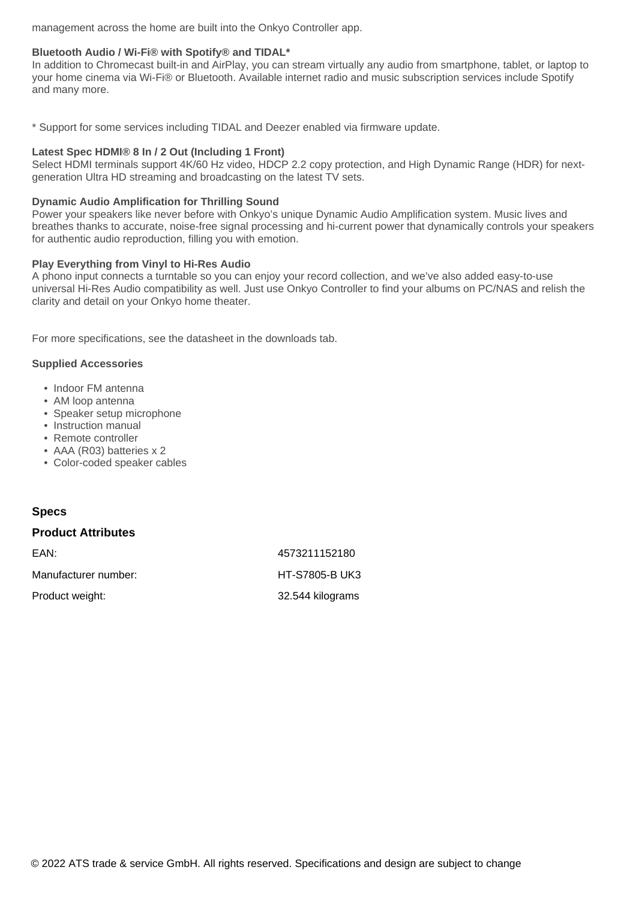management across the home are built into the Onkyo Controller app.

**Bluetooth Audio / Wi-Fi® with Spotify® and TIDAL***
In addition to Chromecast built-in and AirPlay, you can stream virtually any audio from smartphone, tablet, or laptop to your home cinema via Wi-Fi® or Bluetooth. Available internet radio and music subscription services include Spotify and many more.

* Support for some services including TIDAL and Deezer enabled via firmware update.

**Latest Spec HDMI® 8 In / 2 Out (Including 1 Front)**
Select HDMI terminals support 4K/60 Hz video, HDCP 2.2 copy protection, and High Dynamic Range (HDR) for next-generation Ultra HD streaming and broadcasting on the latest TV sets.

**Dynamic Audio Amplification for Thrilling Sound**
Power your speakers like never before with Onkyo's unique Dynamic Audio Amplification system. Music lives and breathes thanks to accurate, noise-free signal processing and hi-current power that dynamically controls your speakers for authentic audio reproduction, filling you with emotion.

**Play Everything from Vinyl to Hi-Res Audio**
A phono input connects a turntable so you can enjoy your record collection, and we've also added easy-to-use universal Hi-Res Audio compatibility as well. Just use Onkyo Controller to find your albums on PC/NAS and relish the clarity and detail on your Onkyo home theater.

For more specifications, see the datasheet in the downloads tab.

**Supplied Accessories**

- Indoor FM antenna
- AM loop antenna
- Speaker setup microphone
- Instruction manual
- Remote controller
- AAA (R03) batteries x 2
- Color-coded speaker cables

## Specs

### Product Attributes

| | |
|---|---|
| EAN: | 4573211152180 |
| Manufacturer number: | HT-S7805-B UK3 |
| Product weight: | 32.544 kilograms |

© 2022 ATS trade & service GmbH. All rights reserved. Specifications and design are subject to change